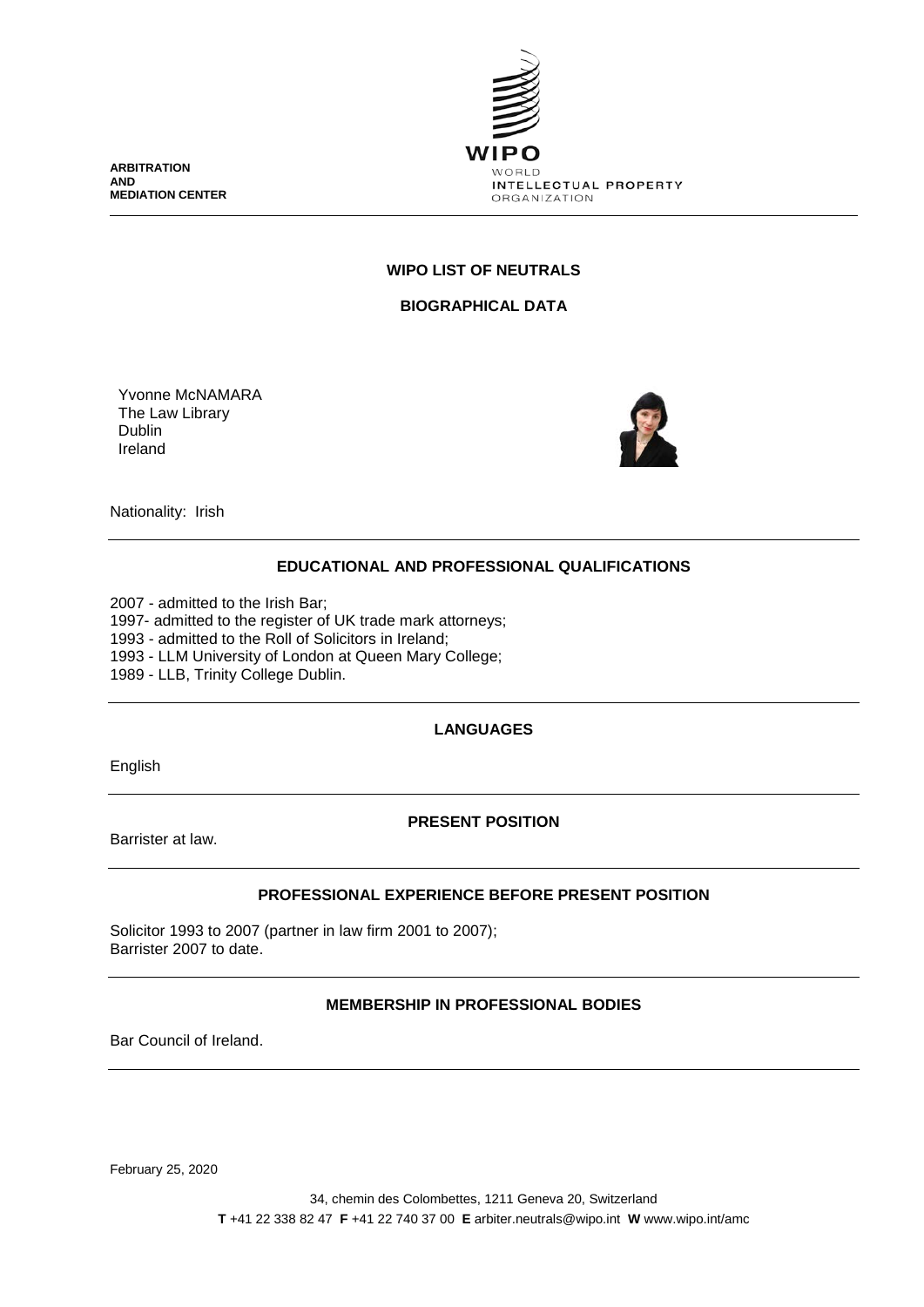ARBITRATION
AND
MEDIATION CENTER

WIPO
WORLD
INTELLECTUAL PROPERTY
ORGANIZATION

## WIPO LIST OF NEUTRALS

## BIOGRAPHICAL DATA

Yvonne McNAMARA
The Law Library
Dublin
Ireland

Nationality: Irish

### EDUCATIONAL AND PROFESSIONAL QUALIFICATIONS

2007 - admitted to the Irish Bar;
1997- admitted to the register of UK trade mark attorneys;
1993 - admitted to the Roll of Solicitors in Ireland;
1993 - LLM University of London at Queen Mary College;
1989 - LLB, Trinity College Dublin.

### LANGUAGES

English

### PRESENT POSITION

Barrister at law.

### PROFESSIONAL EXPERIENCE BEFORE PRESENT POSITION

Solicitor 1993 to 2007 (partner in law firm 2001 to 2007);
Barrister 2007 to date.

### MEMBERSHIP IN PROFESSIONAL BODIES

Bar Council of Ireland.

February 25, 2020

34, chemin des Colombettes, 1211 Geneva 20, Switzerland
**T** +41 22 338 82 47 **F** +41 22 740 37 00 **E** arbiter.neutrals@wipo.int **W** www.wipo.int/amc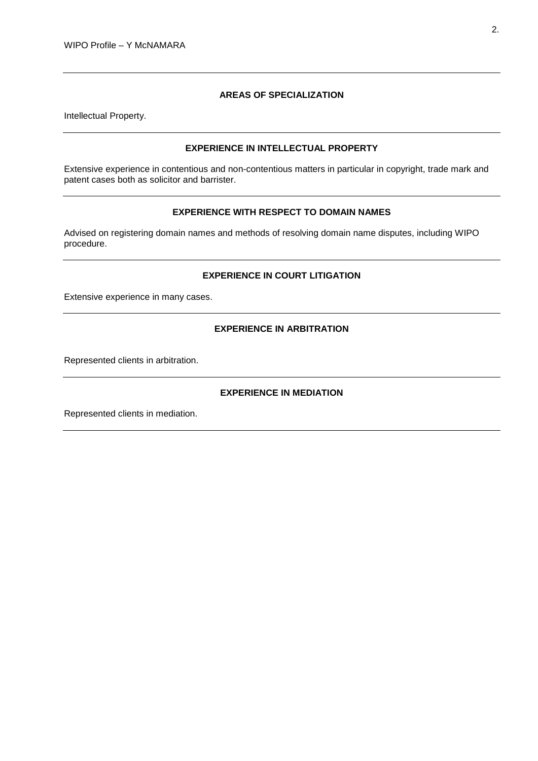## AREAS OF SPECIALIZATION

Intellectual Property.

## EXPERIENCE IN INTELLECTUAL PROPERTY

Extensive experience in contentious and non-contentious matters in particular in copyright, trade mark and patent cases both as solicitor and barrister.

## EXPERIENCE WITH RESPECT TO DOMAIN NAMES

Advised on registering domain names and methods of resolving domain name disputes, including WIPO procedure.

## EXPERIENCE IN COURT LITIGATION

Extensive experience in many cases.

## EXPERIENCE IN ARBITRATION

Represented clients in arbitration.

## EXPERIENCE IN MEDIATION

Represented clients in mediation.